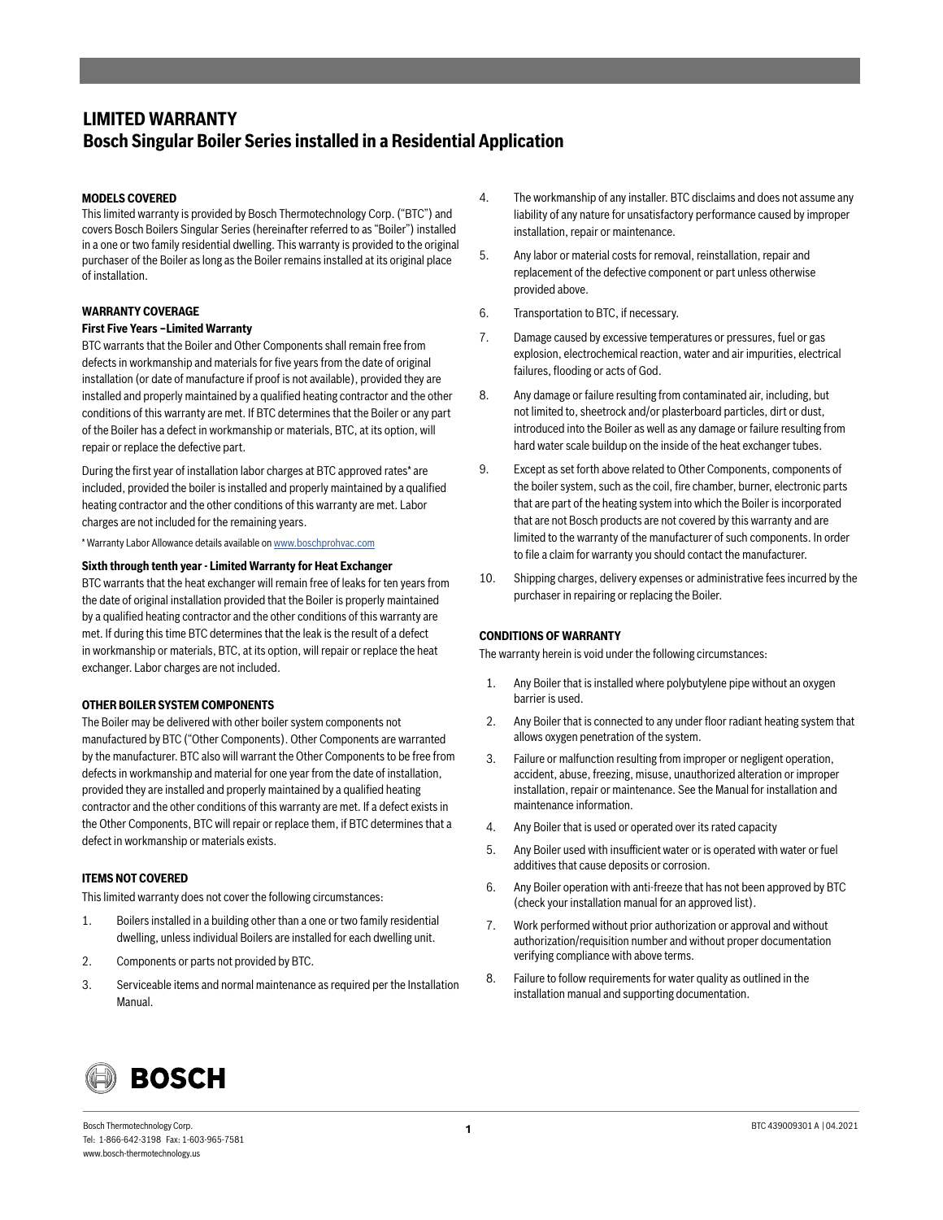# LIMITED WARRANTY
## Bosch Singular Boiler Series installed in a Residential Application

### MODELS COVERED

This limited warranty is provided by Bosch Thermotechnology Corp. ("BTC") and covers Bosch Boilers Singular Series (hereinafter referred to as "Boiler") installed in a one or two family residential dwelling. This warranty is provided to the original purchaser of the Boiler as long as the Boiler remains installed at its original place of installation.

### WARRANTY COVERAGE

**First Five Years –Limited Warranty**

BTC warrants that the Boiler and Other Components shall remain free from defects in workmanship and materials for five years from the date of original installation (or date of manufacture if proof is not available), provided they are installed and properly maintained by a qualified heating contractor and the other conditions of this warranty are met. If BTC determines that the Boiler or any part of the Boiler has a defect in workmanship or materials, BTC, at its option, will repair or replace the defective part.

During the first year of installation labor charges at BTC approved rates* are included, provided the boiler is installed and properly maintained by a qualified heating contractor and the other conditions of this warranty are met. Labor charges are not included for the remaining years.

* Warranty Labor Allowance details available on www.boschprohvac.com

**Sixth through tenth year - Limited Warranty for Heat Exchanger**

BTC warrants that the heat exchanger will remain free of leaks for ten years from the date of original installation provided that the Boiler is properly maintained by a qualified heating contractor and the other conditions of this warranty are met. If during this time BTC determines that the leak is the result of a defect in workmanship or materials, BTC, at its option, will repair or replace the heat exchanger. Labor charges are not included.

### OTHER BOILER SYSTEM COMPONENTS

The Boiler may be delivered with other boiler system components not manufactured by BTC ("Other Components). Other Components are warranted by the manufacturer. BTC also will warrant the Other Components to be free from defects in workmanship and material for one year from the date of installation, provided they are installed and properly maintained by a qualified heating contractor and the other conditions of this warranty are met. If a defect exists in the Other Components, BTC will repair or replace them, if BTC determines that a defect in workmanship or materials exists.

### ITEMS NOT COVERED

This limited warranty does not cover the following circumstances:

1. Boilers installed in a building other than a one or two family residential dwelling, unless individual Boilers are installed for each dwelling unit.
2. Components or parts not provided by BTC.
3. Serviceable items and normal maintenance as required per the Installation Manual.
4. The workmanship of any installer. BTC disclaims and does not assume any liability of any nature for unsatisfactory performance caused by improper installation, repair or maintenance.
5. Any labor or material costs for removal, reinstallation, repair and replacement of the defective component or part unless otherwise provided above.
6. Transportation to BTC, if necessary.
7. Damage caused by excessive temperatures or pressures, fuel or gas explosion, electrochemical reaction, water and air impurities, electrical failures, flooding or acts of God.
8. Any damage or failure resulting from contaminated air, including, but not limited to, sheetrock and/or plasterboard particles, dirt or dust, introduced into the Boiler as well as any damage or failure resulting from hard water scale buildup on the inside of the heat exchanger tubes.
9. Except as set forth above related to Other Components, components of the boiler system, such as the coil, fire chamber, burner, electronic parts that are part of the heating system into which the Boiler is incorporated that are not Bosch products are not covered by this warranty and are limited to the warranty of the manufacturer of such components. In order to file a claim for warranty you should contact the manufacturer.
10. Shipping charges, delivery expenses or administrative fees incurred by the purchaser in repairing or replacing the Boiler.

### CONDITIONS OF WARRANTY

The warranty herein is void under the following circumstances:

1. Any Boiler that is installed where polybutylene pipe without an oxygen barrier is used.
2. Any Boiler that is connected to any under floor radiant heating system that allows oxygen penetration of the system.
3. Failure or malfunction resulting from improper or negligent operation, accident, abuse, freezing, misuse, unauthorized alteration or improper installation, repair or maintenance. See the Manual for installation and maintenance information.
4. Any Boiler that is used or operated over its rated capacity
5. Any Boiler used with insufficient water or is operated with water or fuel additives that cause deposits or corrosion.
6. Any Boiler operation with anti-freeze that has not been approved by BTC (check your installation manual for an approved list).
7. Work performed without prior authorization or approval and without authorization/requisition number and without proper documentation verifying compliance with above terms.
8. Failure to follow requirements for water quality as outlined in the installation manual and supporting documentation.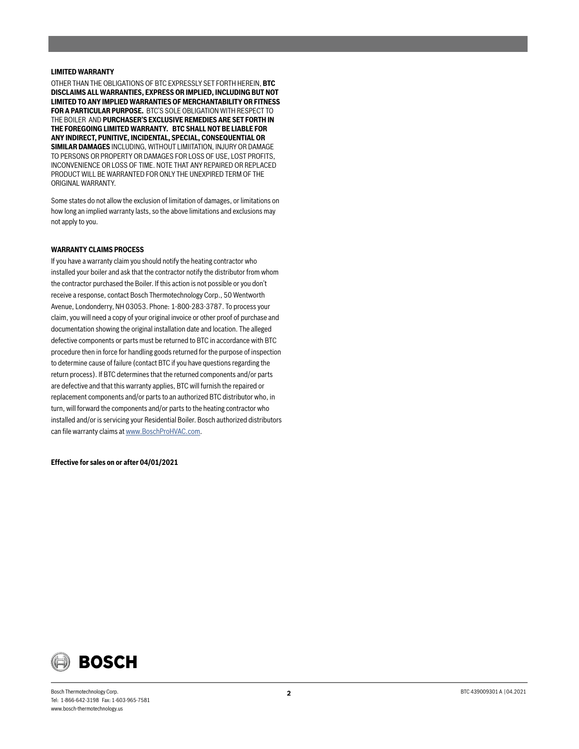## LIMITED WARRANTY

OTHER THAN THE OBLIGATIONS OF BTC EXPRESSLY SET FORTH HEREIN, **BTC DISCLAIMS ALL WARRANTIES, EXPRESS OR IMPLIED, INCLUDING BUT NOT LIMITED TO ANY IMPLIED WARRANTIES OF MERCHANTABILITY OR FITNESS FOR A PARTICULAR PURPOSE.** BTC'S SOLE OBLIGATION WITH RESPECT TO THE BOILER AND **PURCHASER'S EXCLUSIVE REMEDIES ARE SET FORTH IN THE FOREGOING LIMITED WARRANTY. BTC SHALL NOT BE LIABLE FOR ANY INDIRECT, PUNITIVE, INCIDENTAL, SPECIAL, CONSEQUENTIAL OR SIMILAR DAMAGES** INCLUDING, WITHOUT LIMIITATION, INJURY OR DAMAGE TO PERSONS OR PROPERTY OR DAMAGES FOR LOSS OF USE, LOST PROFITS, INCONVENIENCE OR LOSS OF TIME. NOTE THAT ANY REPAIRED OR REPLACED PRODUCT WILL BE WARRANTED FOR ONLY THE UNEXPIRED TERM OF THE ORIGINAL WARRANTY.

Some states do not allow the exclusion of limitation of damages, or limitations on how long an implied warranty lasts, so the above limitations and exclusions may not apply to you.

## WARRANTY CLAIMS PROCESS

If you have a warranty claim you should notify the heating contractor who installed your boiler and ask that the contractor notify the distributor from whom the contractor purchased the Boiler. If this action is not possible or you don't receive a response, contact Bosch Thermotechnology Corp., 50 Wentworth Avenue, Londonderry, NH 03053. Phone: 1-800-283-3787. To process your claim, you will need a copy of your original invoice or other proof of purchase and documentation showing the original installation date and location. The alleged defective components or parts must be returned to BTC in accordance with BTC procedure then in force for handling goods returned for the purpose of inspection to determine cause of failure (contact BTC if you have questions regarding the return process). If BTC determines that the returned components and/or parts are defective and that this warranty applies, BTC will furnish the repaired or replacement components and/or parts to an authorized BTC distributor who, in turn, will forward the components and/or parts to the heating contractor who installed and/or is servicing your Residential Boiler. Bosch authorized distributors can file warranty claims at www.BoschProHVAC.com.

**Effective for sales on or after 04/01/2021**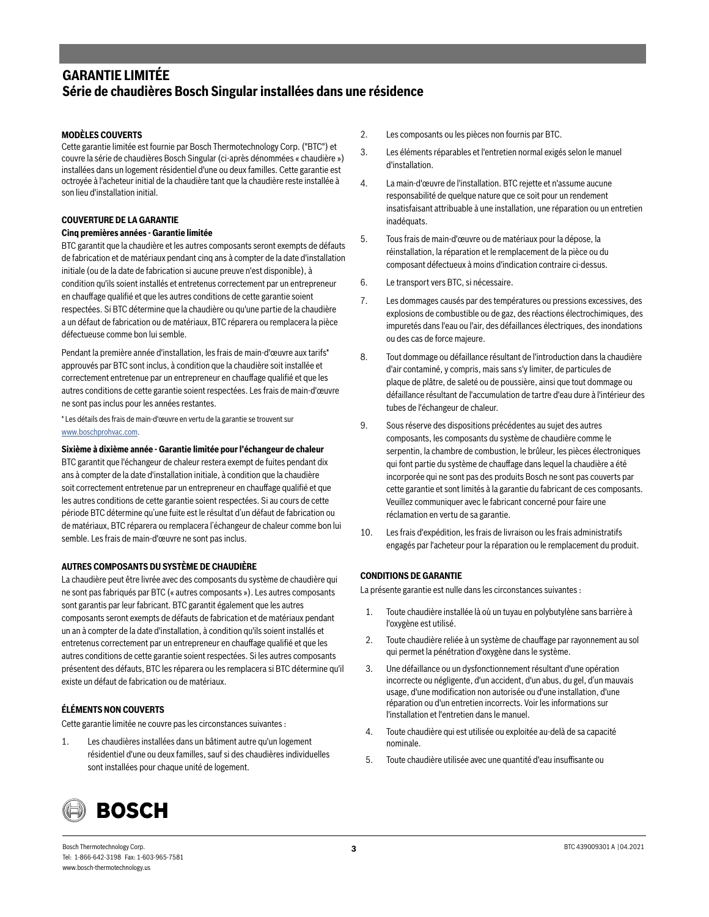# GARANTIE LIMITÉE
## Série de chaudières Bosch Singular installées dans une résidence

**MODÈLES COUVERTS**

Cette garantie limitée est fournie par Bosch Thermotechnology Corp. ("BTC") et couvre la série de chaudières Bosch Singular (ci-après dénommées « chaudière ») installées dans un logement résidentiel d'une ou deux familles. Cette garantie est octroyée à l'acheteur initial de la chaudière tant que la chaudière reste installée à son lieu d'installation initial.

**COUVERTURE DE LA GARANTIE**

**Cinq premières années - Garantie limitée**

BTC garantit que la chaudière et les autres composants seront exempts de défauts de fabrication et de matériaux pendant cinq ans à compter de la date d'installation initiale (ou de la date de fabrication si aucune preuve n'est disponible), à condition qu'ils soient installés et entretenus correctement par un entrepreneur en chauffage qualifié et que les autres conditions de cette garantie soient respectées. Si BTC détermine que la chaudière ou qu'une partie de la chaudière a un défaut de fabrication ou de matériaux, BTC réparera ou remplacera la pièce défectueuse comme bon lui semble.

Pendant la première année d'installation, les frais de main-d'œuvre aux tarifs* approuvés par BTC sont inclus, à condition que la chaudière soit installée et correctement entretenue par un entrepreneur en chauffage qualifié et que les autres conditions de cette garantie soient respectées. Les frais de main-d'œuvre ne sont pas inclus pour les années restantes.

* Les détails des frais de main-d'œuvre en vertu de la garantie se trouvent sur www.boschprohvac.com.

**Sixième à dixième année - Garantie limitée pour l'échangeur de chaleur**

BTC garantit que l'échangeur de chaleur restera exempt de fuites pendant dix ans à compter de la date d'installation initiale, à condition que la chaudière soit correctement entretenue par un entrepreneur en chauffage qualifié et que les autres conditions de cette garantie soient respectées. Si au cours de cette période BTC détermine qu'une fuite est le résultat d'un défaut de fabrication ou de matériaux, BTC réparera ou remplacera l'échangeur de chaleur comme bon lui semble. Les frais de main-d'œuvre ne sont pas inclus.

**AUTRES COMPOSANTS DU SYSTÈME DE CHAUDIÈRE**

La chaudière peut être livrée avec des composants du système de chaudière qui ne sont pas fabriqués par BTC (« autres composants »). Les autres composants sont garantis par leur fabricant. BTC garantit également que les autres composants seront exempts de défauts de fabrication et de matériaux pendant un an à compter de la date d'installation, à condition qu'ils soient installés et entretenus correctement par un entrepreneur en chauffage qualifié et que les autres conditions de cette garantie soient respectées. Si les autres composants présentent des défauts, BTC les réparera ou les remplacera si BTC détermine qu'il existe un défaut de fabrication ou de matériaux.

**ÉLÉMENTS NON COUVERTS**

Cette garantie limitée ne couvre pas les circonstances suivantes :

1. Les chaudières installées dans un bâtiment autre qu'un logement résidentiel d'une ou deux familles, sauf si des chaudières individuelles sont installées pour chaque unité de logement.
2. Les composants ou les pièces non fournis par BTC.
3. Les éléments réparables et l'entretien normal exigés selon le manuel d'installation.
4. La main-d'œuvre de l'installation. BTC rejette et n'assume aucune responsabilité de quelque nature que ce soit pour un rendement insatisfaisant attribuable à une installation, une réparation ou un entretien inadéquats.
5. Tous frais de main-d'œuvre ou de matériaux pour la dépose, la réinstallation, la réparation et le remplacement de la pièce ou du composant défectueux à moins d'indication contraire ci-dessus.
6. Le transport vers BTC, si nécessaire.
7. Les dommages causés par des températures ou pressions excessives, des explosions de combustible ou de gaz, des réactions électrochimiques, des impuretés dans l'eau ou l'air, des défaillances électriques, des inondations ou des cas de force majeure.
8. Tout dommage ou défaillance résultant de l'introduction dans la chaudière d'air contaminé, y compris, mais sans s'y limiter, de particules de plaque de plâtre, de saleté ou de poussière, ainsi que tout dommage ou défaillance résultant de l'accumulation de tartre d'eau dure à l'intérieur des tubes de l'échangeur de chaleur.
9. Sous réserve des dispositions précédentes au sujet des autres composants, les composants du système de chaudière comme le serpentin, la chambre de combustion, le brûleur, les pièces électroniques qui font partie du système de chauffage dans lequel la chaudière a été incorporée qui ne sont pas des produits Bosch ne sont pas couverts par cette garantie et sont limités à la garantie du fabricant de ces composants. Veuillez communiquer avec le fabricant concerné pour faire une réclamation en vertu de sa garantie.
10. Les frais d'expédition, les frais de livraison ou les frais administratifs engagés par l'acheteur pour la réparation ou le remplacement du produit.

**CONDITIONS DE GARANTIE**

La présente garantie est nulle dans les circonstances suivantes :

1. Toute chaudière installée là où un tuyau en polybutylène sans barrière à l'oxygène est utilisé.
2. Toute chaudière reliée à un système de chauffage par rayonnement au sol qui permet la pénétration d'oxygène dans le système.
3. Une défaillance ou un dysfonctionnement résultant d'une opération incorrecte ou négligente, d'un accident, d'un abus, du gel, d'un mauvais usage, d'une modification non autorisée ou d'une installation, d'une réparation ou d'un entretien incorrects. Voir les informations sur l'installation et l'entretien dans le manuel.
4. Toute chaudière qui est utilisée ou exploitée au-delà de sa capacité nominale.
5. Toute chaudière utilisée avec une quantité d'eau insuffisante ou

Bosch Thermotechnology Corp.
Tel: 1-866-642-3198 Fax: 1-603-965-7581
www.bosch-thermotechnology.us

BTC 439009301 A | 04.2021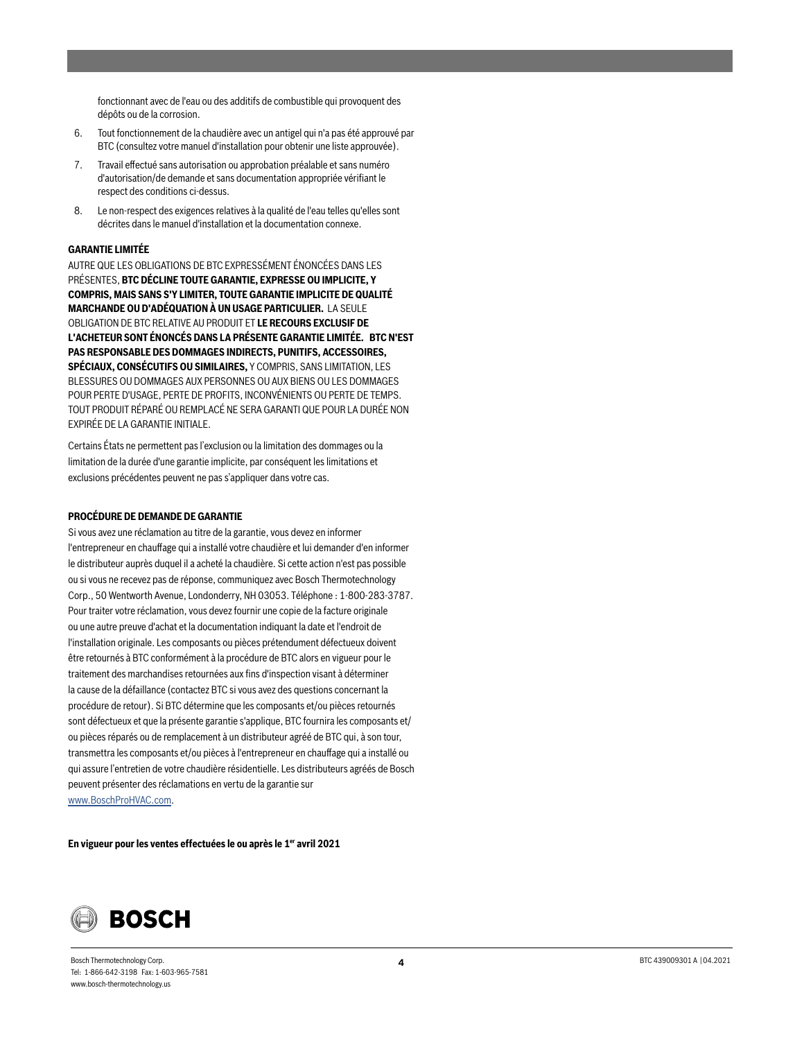fonctionnant avec de l'eau ou des additifs de combustible qui provoquent des dépôts ou de la corrosion.

6. Tout fonctionnement de la chaudière avec un antigel qui n'a pas été approuvé par BTC (consultez votre manuel d'installation pour obtenir une liste approuvée).
7. Travail effectué sans autorisation ou approbation préalable et sans numéro d'autorisation/de demande et sans documentation appropriée vérifiant le respect des conditions ci-dessus.
8. Le non-respect des exigences relatives à la qualité de l'eau telles qu'elles sont décrites dans le manuel d'installation et la documentation connexe.

**GARANTIE LIMITÉE**

AUTRE QUE LES OBLIGATIONS DE BTC EXPRESSÉMENT ÉNONCÉES DANS LES PRÉSENTES, **BTC DÉCLINE TOUTE GARANTIE, EXPRESSE OU IMPLICITE, Y COMPRIS, MAIS SANS S'Y LIMITER, TOUTE GARANTIE IMPLICITE DE QUALITÉ MARCHANDE OU D'ADÉQUATION À UN USAGE PARTICULIER.** LA SEULE OBLIGATION DE BTC RELATIVE AU PRODUIT ET **LE RECOURS EXCLUSIF DE L'ACHETEUR SONT ÉNONCÉS DANS LA PRÉSENTE GARANTIE LIMITÉE. BTC N'EST PAS RESPONSABLE DES DOMMAGES INDIRECTS, PUNITIFS, ACCESSOIRES, SPÉCIAUX, CONSÉCUTIFS OU SIMILAIRES,** Y COMPRIS, SANS LIMITATION, LES BLESSURES OU DOMMAGES AUX PERSONNES OU AUX BIENS OU LES DOMMAGES POUR PERTE D'USAGE, PERTE DE PROFITS, INCONVÉNIENTS OU PERTE DE TEMPS. TOUT PRODUIT RÉPARÉ OU REMPLACÉ NE SERA GARANTI QUE POUR LA DURÉE NON EXPIRÉE DE LA GARANTIE INITIALE.

Certains États ne permettent pas l'exclusion ou la limitation des dommages ou la limitation de la durée d'une garantie implicite, par conséquent les limitations et exclusions précédentes peuvent ne pas s'appliquer dans votre cas.

**PROCÉDURE DE DEMANDE DE GARANTIE**

Si vous avez une réclamation au titre de la garantie, vous devez en informer l'entrepreneur en chauffage qui a installé votre chaudière et lui demander d'en informer le distributeur auprès duquel il a acheté la chaudière. Si cette action n'est pas possible ou si vous ne recevez pas de réponse, communiquez avec Bosch Thermotechnology Corp., 50 Wentworth Avenue, Londonderry, NH 03053. Téléphone : 1-800-283-3787. Pour traiter votre réclamation, vous devez fournir une copie de la facture originale ou une autre preuve d'achat et la documentation indiquant la date et l'endroit de l'installation originale. Les composants ou pièces prétendument défectueux doivent être retournés à BTC conformément à la procédure de BTC alors en vigueur pour le traitement des marchandises retournées aux fins d'inspection visant à déterminer la cause de la défaillance (contactez BTC si vous avez des questions concernant la procédure de retour). Si BTC détermine que les composants et/ou pièces retournés sont défectueux et que la présente garantie s'applique, BTC fournira les composants et/ou pièces réparés ou de remplacement à un distributeur agréé de BTC qui, à son tour, transmettra les composants et/ou pièces à l'entrepreneur en chauffage qui a installé ou qui assure l'entretien de votre chaudière résidentielle. Les distributeurs agréés de Bosch peuvent présenter des réclamations en vertu de la garantie sur www.BoschProHVAC.com.

**En vigueur pour les ventes effectuées le ou après le 1er avril 2021**

BOSCH

Bosch Thermotechnology Corp.
Tel: 1-866-642-3198 Fax: 1-603-965-7581
www.bosch-thermotechnology.us

BTC 439009301 A | 04.2021